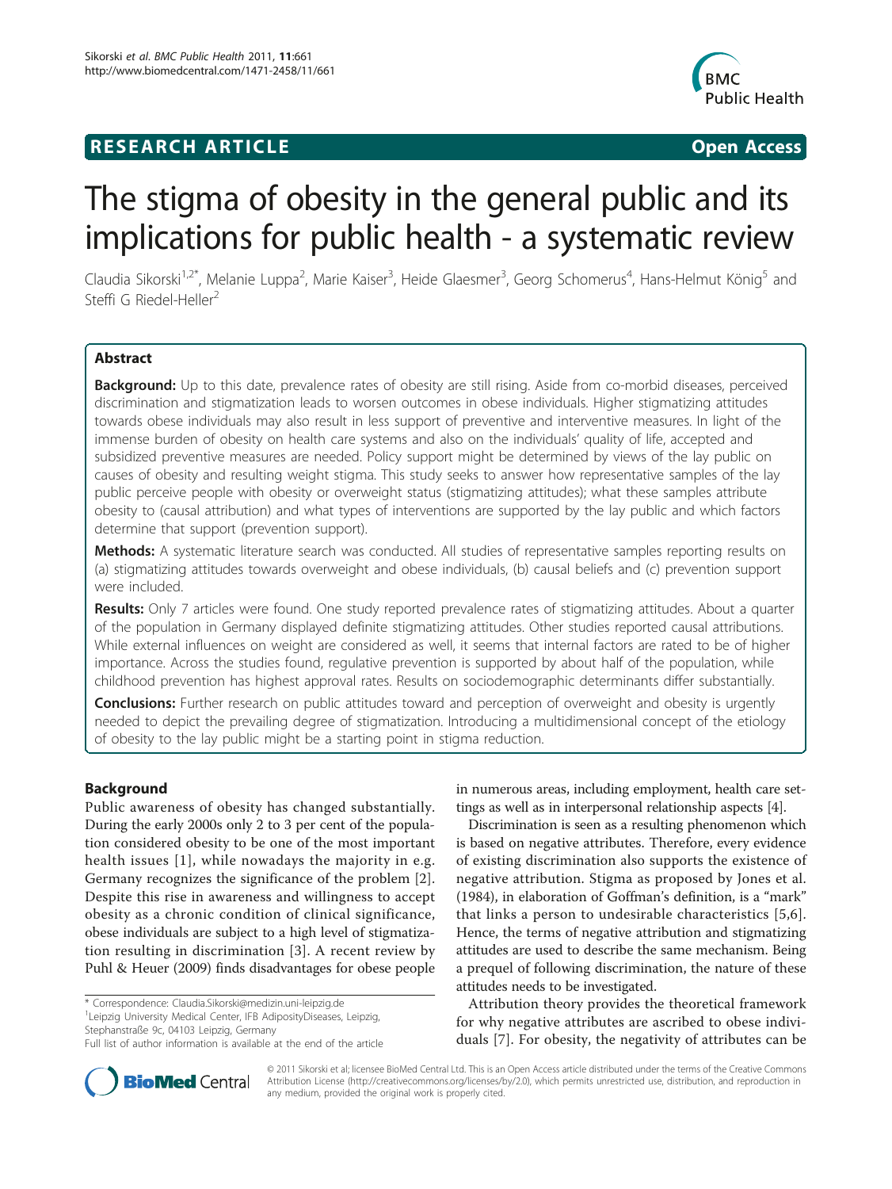**RESEARCH ARTICLE** **Open Access**

# The stigma of obesity in the general public and its implications for public health - a systematic review

Claudia Sikorski[1,2*], Melanie Luppa[2], Marie Kaiser[3], Heide Glaesmer[3], Georg Schomerus[4], Hans-Helmut König[5] and Steffi G Riedel-Heller[2]

## Abstract

**Background:** Up to this date, prevalence rates of obesity are still rising. Aside from co-morbid diseases, perceived discrimination and stigmatization leads to worsen outcomes in obese individuals. Higher stigmatizing attitudes towards obese individuals may also result in less support of preventive and interventive measures. In light of the immense burden of obesity on health care systems and also on the individuals' quality of life, accepted and subsidized preventive measures are needed. Policy support might be determined by views of the lay public on causes of obesity and resulting weight stigma. This study seeks to answer how representative samples of the lay public perceive people with obesity or overweight status (stigmatizing attitudes); what these samples attribute obesity to (causal attribution) and what types of interventions are supported by the lay public and which factors determine that support (prevention support).

**Methods:** A systematic literature search was conducted. All studies of representative samples reporting results on (a) stigmatizing attitudes towards overweight and obese individuals, (b) causal beliefs and (c) prevention support were included.

**Results:** Only 7 articles were found. One study reported prevalence rates of stigmatizing attitudes. About a quarter of the population in Germany displayed definite stigmatizing attitudes. Other studies reported causal attributions. While external influences on weight are considered as well, it seems that internal factors are rated to be of higher importance. Across the studies found, regulative prevention is supported by about half of the population, while childhood prevention has highest approval rates. Results on sociodemographic determinants differ substantially.

**Conclusions:** Further research on public attitudes toward and perception of overweight and obesity is urgently needed to depict the prevailing degree of stigmatization. Introducing a multidimensional concept of the etiology of obesity to the lay public might be a starting point in stigma reduction.

## Background

Public awareness of obesity has changed substantially. During the early 2000s only 2 to 3 per cent of the population considered obesity to be one of the most important health issues [1], while nowadays the majority in e.g. Germany recognizes the significance of the problem [2]. Despite this rise in awareness and willingness to accept obesity as a chronic condition of clinical significance, obese individuals are subject to a high level of stigmatization resulting in discrimination [3]. A recent review by Puhl & Heuer (2009) finds disadvantages for obese people in numerous areas, including employment, health care settings as well as in interpersonal relationship aspects [4].

Discrimination is seen as a resulting phenomenon which is based on negative attributes. Therefore, every evidence of existing discrimination also supports the existence of negative attribution. Stigma as proposed by Jones et al. (1984), in elaboration of Goffman's definition, is a "mark" that links a person to undesirable characteristics [5,6]. Hence, the terms of negative attribution and stigmatizing attitudes are used to describe the same mechanism. Being a prequel of following discrimination, the nature of these attitudes needs to be investigated.

Attribution theory provides the theoretical framework for why negative attributes are ascribed to obese individuals [7]. For obesity, the negativity of attributes can be

* Correspondence: Claudia.Sikorski@medizin.uni-leipzig.de
[1]Leipzig University Medical Center, IFB AdiposityDiseases, Leipzig, Stephanstraße 9c, 04103 Leipzig, Germany
Full list of author information is available at the end of the article

© 2011 Sikorski et al; licensee BioMed Central Ltd. This is an Open Access article distributed under the terms of the Creative Commons Attribution License (http://creativecommons.org/licenses/by/2.0), which permits unrestricted use, distribution, and reproduction in any medium, provided the original work is properly cited.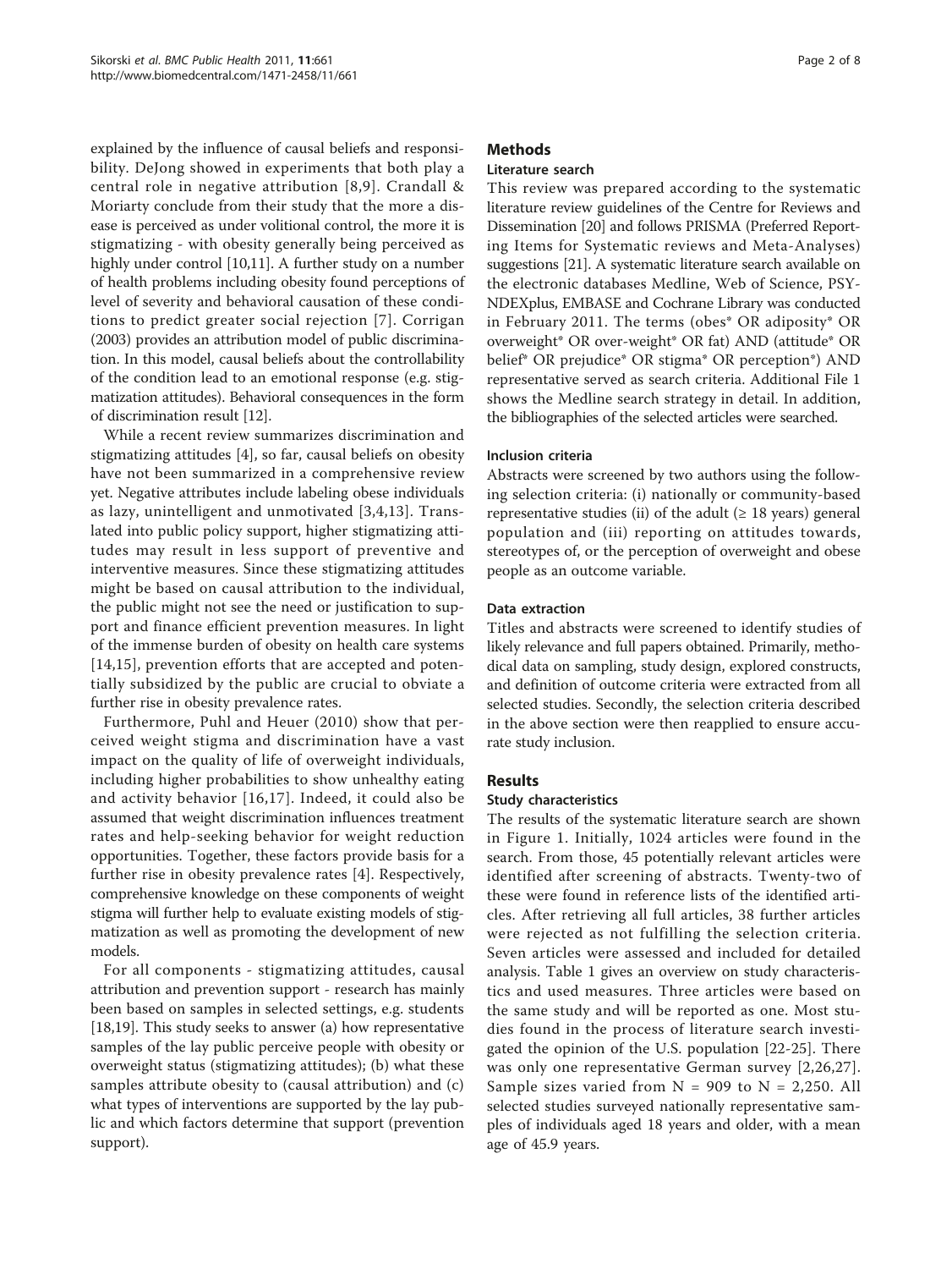explained by the influence of causal beliefs and responsibility. DeJong showed in experiments that both play a central role in negative attribution [8,9]. Crandall & Moriarty conclude from their study that the more a disease is perceived as under volitional control, the more it is stigmatizing - with obesity generally being perceived as highly under control [10,11]. A further study on a number of health problems including obesity found perceptions of level of severity and behavioral causation of these conditions to predict greater social rejection [7]. Corrigan (2003) provides an attribution model of public discrimination. In this model, causal beliefs about the controllability of the condition lead to an emotional response (e.g. stigmatization attitudes). Behavioral consequences in the form of discrimination result [12].

While a recent review summarizes discrimination and stigmatizing attitudes [4], so far, causal beliefs on obesity have not been summarized in a comprehensive review yet. Negative attributes include labeling obese individuals as lazy, unintelligent and unmotivated [3,4,13]. Translated into public policy support, higher stigmatizing attitudes may result in less support of preventive and interventive measures. Since these stigmatizing attitudes might be based on causal attribution to the individual, the public might not see the need or justification to support and finance efficient prevention measures. In light of the immense burden of obesity on health care systems [14,15], prevention efforts that are accepted and potentially subsidized by the public are crucial to obviate a further rise in obesity prevalence rates.

Furthermore, Puhl and Heuer (2010) show that perceived weight stigma and discrimination have a vast impact on the quality of life of overweight individuals, including higher probabilities to show unhealthy eating and activity behavior [16,17]. Indeed, it could also be assumed that weight discrimination influences treatment rates and help-seeking behavior for weight reduction opportunities. Together, these factors provide basis for a further rise in obesity prevalence rates [4]. Respectively, comprehensive knowledge on these components of weight stigma will further help to evaluate existing models of stigmatization as well as promoting the development of new models.

For all components - stigmatizing attitudes, causal attribution and prevention support - research has mainly been based on samples in selected settings, e.g. students [18,19]. This study seeks to answer (a) how representative samples of the lay public perceive people with obesity or overweight status (stigmatizing attitudes); (b) what these samples attribute obesity to (causal attribution) and (c) what types of interventions are supported by the lay public and which factors determine that support (prevention support).

## Methods

### Literature search

This review was prepared according to the systematic literature review guidelines of the Centre for Reviews and Dissemination [20] and follows PRISMA (Preferred Reporting Items for Systematic reviews and Meta-Analyses) suggestions [21]. A systematic literature search available on the electronic databases Medline, Web of Science, PSYNDEXplus, EMBASE and Cochrane Library was conducted in February 2011. The terms (obes* OR adiposity* OR overweight* OR over-weight* OR fat) AND (attitude* OR belief* OR prejudice* OR stigma* OR perception*) AND representative served as search criteria. Additional File 1 shows the Medline search strategy in detail. In addition, the bibliographies of the selected articles were searched.

### Inclusion criteria

Abstracts were screened by two authors using the following selection criteria: (i) nationally or community-based representative studies (ii) of the adult (≥ 18 years) general population and (iii) reporting on attitudes towards, stereotypes of, or the perception of overweight and obese people as an outcome variable.

### Data extraction

Titles and abstracts were screened to identify studies of likely relevance and full papers obtained. Primarily, methodical data on sampling, study design, explored constructs, and definition of outcome criteria were extracted from all selected studies. Secondly, the selection criteria described in the above section were then reapplied to ensure accurate study inclusion.

## Results

### Study characteristics

The results of the systematic literature search are shown in Figure 1. Initially, 1024 articles were found in the search. From those, 45 potentially relevant articles were identified after screening of abstracts. Twenty-two of these were found in reference lists of the identified articles. After retrieving all full articles, 38 further articles were rejected as not fulfilling the selection criteria. Seven articles were assessed and included for detailed analysis. Table 1 gives an overview on study characteristics and used measures. Three articles were based on the same study and will be reported as one. Most studies found in the process of literature search investigated the opinion of the U.S. population [22-25]. There was only one representative German survey [2,26,27]. Sample sizes varied from N = 909 to N = 2,250. All selected studies surveyed nationally representative samples of individuals aged 18 years and older, with a mean age of 45.9 years.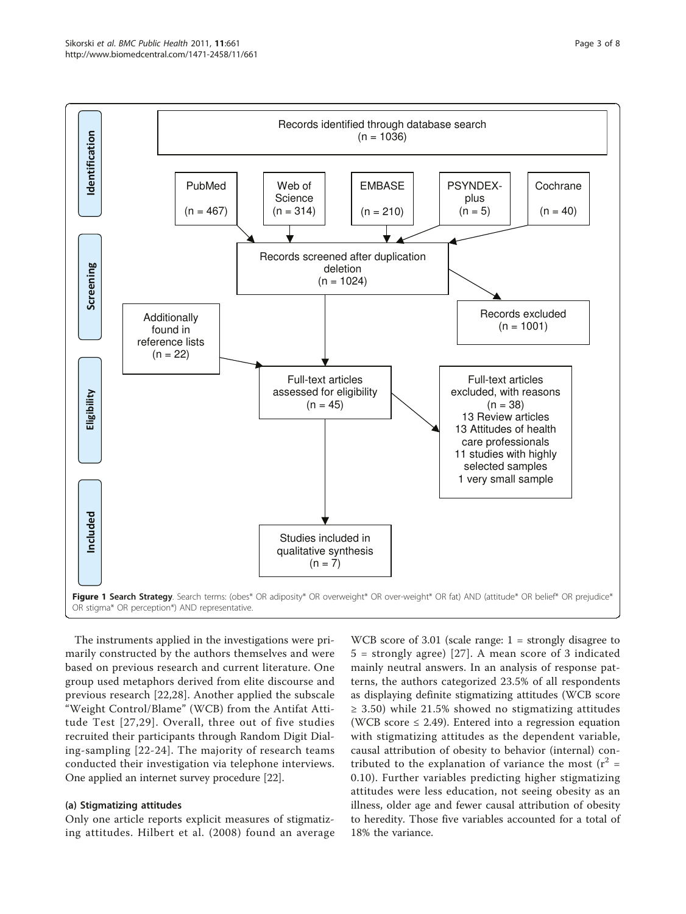**Identification**

Records identified through database search (n = 1036)

PubMed (n = 467) | Web of Science (n = 314) | EMBASE (n = 210) | PSYNDEX-plus (n = 5) | Cochrane (n = 40)

**Screening**

Records screened after duplication deletion (n = 1024)

Records excluded (n = 1001)

Additionally found in reference lists (n = 22)

**Eligibility**

Full-text articles assessed for eligibility (n = 45)

Full-text articles excluded, with reasons (n = 38)
13 Review articles
13 Attitudes of health care professionals
11 studies with highly selected samples
1 very small sample

**Included**

Studies included in qualitative synthesis (n = 7)

**Figure 1 Search Strategy**. Search terms: (obes* OR adiposity* OR overweight* OR over-weight* OR fat) AND (attitude* OR belief* OR prejudice* OR stigma* OR perception*) AND representative.

The instruments applied in the investigations were primarily constructed by the authors themselves and were based on previous research and current literature. One group used metaphors derived from elite discourse and previous research [22,28]. Another applied the subscale "Weight Control/Blame" (WCB) from the Antifat Attitude Test [27,29]. Overall, three out of five studies recruited their participants through Random Digit Dialing-sampling [22-24]. The majority of research teams conducted their investigation via telephone interviews. One applied an internet survey procedure [22].

#### (a) Stigmatizing attitudes

Only one article reports explicit measures of stigmatizing attitudes. Hilbert et al. (2008) found an average WCB score of 3.01 (scale range: 1 = strongly disagree to 5 = strongly agree) [27]. A mean score of 3 indicated mainly neutral answers. In an analysis of response patterns, the authors categorized 23.5% of all respondents as displaying definite stigmatizing attitudes (WCB score ≥ 3.50) while 21.5% showed no stigmatizing attitudes (WCB score ≤ 2.49). Entered into a regression equation with stigmatizing attitudes as the dependent variable, causal attribution of obesity to behavior (internal) contributed to the explanation of variance the most ($r^2$ = 0.10). Further variables predicting higher stigmatizing attitudes were less education, not seeing obesity as an illness, older age and fewer causal attribution of obesity to heredity. Those five variables accounted for a total of 18% the variance.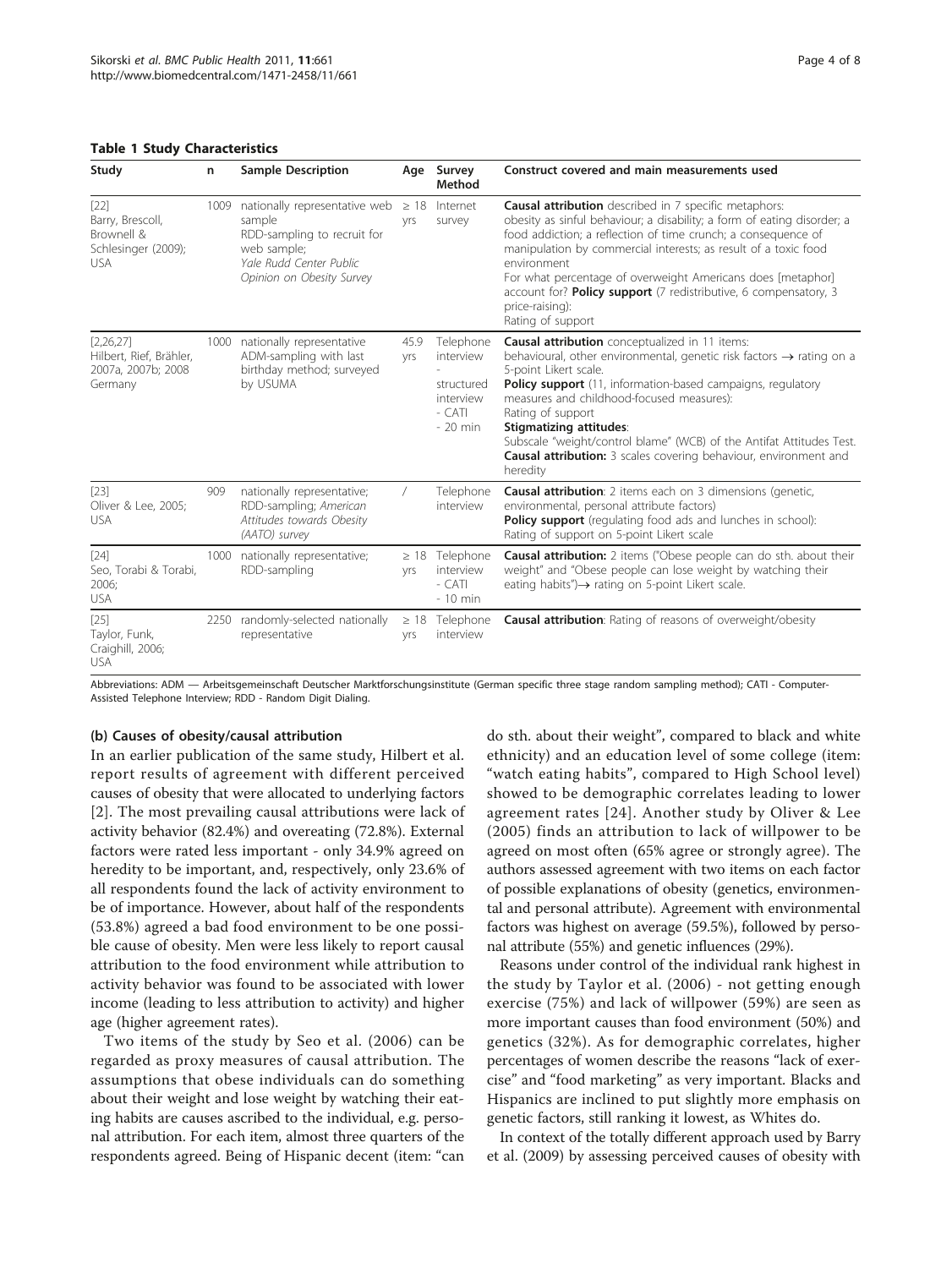**Table 1 Study Characteristics**

| Study | n | Sample Description | Age | Survey Method | Construct covered and main measurements used |
|---|---|---|---|---|---|
| [22] Barry, Brescoll, Brownell & Schlesinger (2009); USA | 1009 | nationally representative web sample RDD-sampling to recruit for web sample; *Yale Rudd Center Public Opinion on Obesity Survey* | ≥ 18 yrs | Internet survey | **Causal attribution** described in 7 specific metaphors: obesity as sinful behaviour; a disability; a form of eating disorder; a food addiction; a reflection of time crunch; a consequence of manipulation by commercial interests; as result of a toxic food environment<br>For what percentage of overweight Americans does [metaphor] account for? **Policy support** (7 redistributive, 6 compensatory, 3 price-raising):<br>Rating of support |
| [2,26,27] Hilbert, Rief, Brähler, 2007a, 2007b; 2008 Germany | 1000 | nationally representative ADM-sampling with last birthday method; surveyed by USUMA | 45.9 yrs | Telephone interview - structured interview - CATI - 20 min | **Causal attribution** conceptualized in 11 items: behavioural, other environmental, genetic risk factors → rating on a 5-point Likert scale.<br>**Policy support** (11, information-based campaigns, regulatory measures and childhood-focused measures):<br>Rating of support<br>**Stigmatizing attitudes**:<br>Subscale "weight/control blame" (WCB) of the Antifat Attitudes Test. **Causal attribution:** 3 scales covering behaviour, environment and heredity |
| [23] Oliver & Lee, 2005; USA | 909 | nationally representative; RDD-sampling; *American Attitudes towards Obesity (AATO) survey* | / | Telephone interview | **Causal attribution**: 2 items each on 3 dimensions (genetic, environmental, personal attribute factors)<br>**Policy support** (regulating food ads and lunches in school):<br>Rating of support on 5-point Likert scale |
| [24] Seo, Torabi & Torabi, 2006; USA | 1000 | nationally representative; RDD-sampling | ≥ 18 yrs | Telephone interview - CATI - 10 min | **Causal attribution:** 2 items ("Obese people can do sth. about their weight" and "Obese people can lose weight by watching their eating habits")→ rating on 5-point Likert scale. |
| [25] Taylor, Funk, Craighill, 2006; USA | 2250 | randomly-selected nationally representative | ≥ 18 yrs | Telephone interview | **Causal attribution**: Rating of reasons of overweight/obesity |

Abbreviations: ADM — Arbeitsgemeinschaft Deutscher Marktforschungsinstitute (German specific three stage random sampling method); CATI - Computer-Assisted Telephone Interview; RDD - Random Digit Dialing.

#### (b) Causes of obesity/causal attribution

In an earlier publication of the same study, Hilbert et al. report results of agreement with different perceived causes of obesity that were allocated to underlying factors [2]. The most prevailing causal attributions were lack of activity behavior (82.4%) and overeating (72.8%). External factors were rated less important - only 34.9% agreed on heredity to be important, and, respectively, only 23.6% of all respondents found the lack of activity environment to be of importance. However, about half of the respondents (53.8%) agreed a bad food environment to be one possible cause of obesity. Men were less likely to report causal attribution to the food environment while attribution to activity behavior was found to be associated with lower income (leading to less attribution to activity) and higher age (higher agreement rates).

Two items of the study by Seo et al. (2006) can be regarded as proxy measures of causal attribution. The assumptions that obese individuals can do something about their weight and lose weight by watching their eating habits are causes ascribed to the individual, e.g. personal attribution. For each item, almost three quarters of the respondents agreed. Being of Hispanic decent (item: "can do sth. about their weight", compared to black and white ethnicity) and an education level of some college (item: "watch eating habits", compared to High School level) showed to be demographic correlates leading to lower agreement rates [24]. Another study by Oliver & Lee (2005) finds an attribution to lack of willpower to be agreed on most often (65% agree or strongly agree). The authors assessed agreement with two items on each factor of possible explanations of obesity (genetics, environmental and personal attribute). Agreement with environmental factors was highest on average (59.5%), followed by personal attribute (55%) and genetic influences (29%).

Reasons under control of the individual rank highest in the study by Taylor et al. (2006) - not getting enough exercise (75%) and lack of willpower (59%) are seen as more important causes than food environment (50%) and genetics (32%). As for demographic correlates, higher percentages of women describe the reasons "lack of exercise" and "food marketing" as very important. Blacks and Hispanics are inclined to put slightly more emphasis on genetic factors, still ranking it lowest, as Whites do.

In context of the totally different approach used by Barry et al. (2009) by assessing perceived causes of obesity with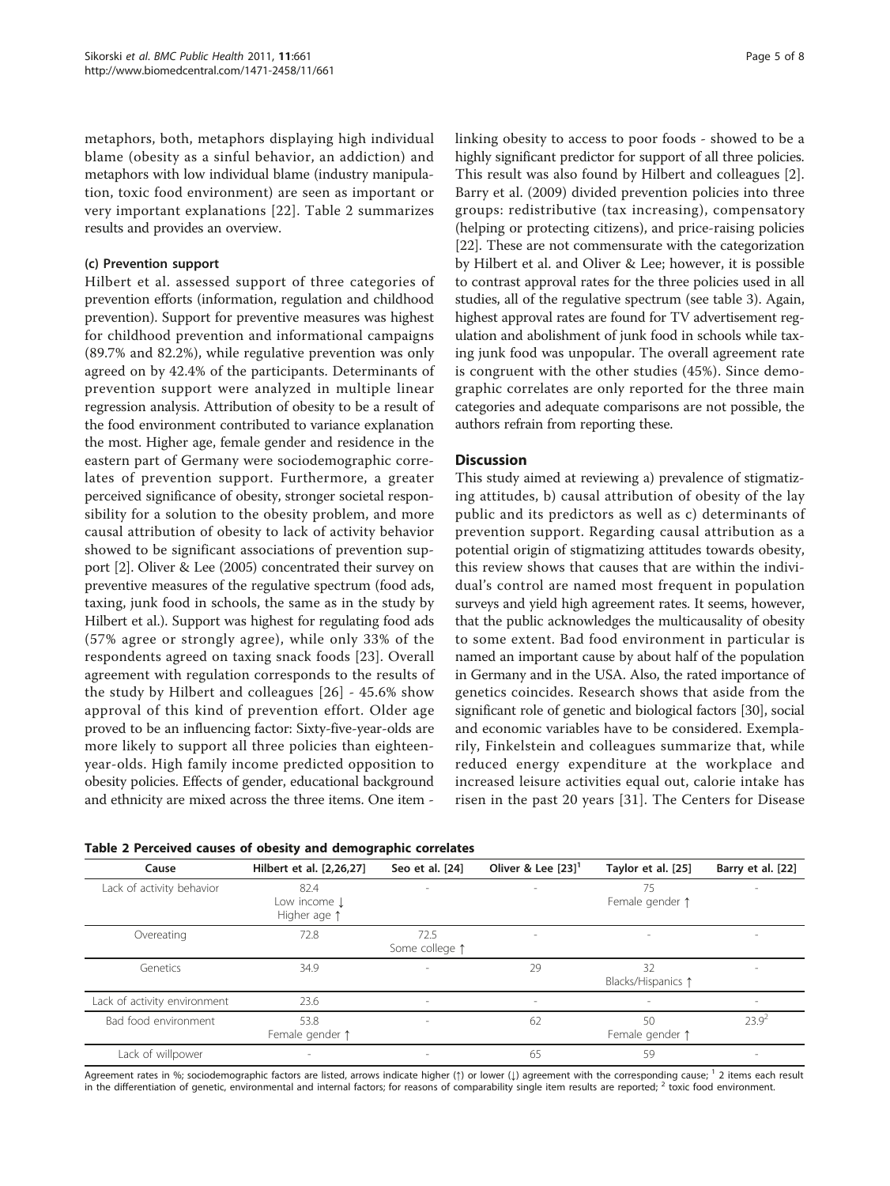metaphors, both, metaphors displaying high individual blame (obesity as a sinful behavior, an addiction) and metaphors with low individual blame (industry manipulation, toxic food environment) are seen as important or very important explanations [22]. Table 2 summarizes results and provides an overview.

#### (c) Prevention support

Hilbert et al. assessed support of three categories of prevention efforts (information, regulation and childhood prevention). Support for preventive measures was highest for childhood prevention and informational campaigns (89.7% and 82.2%), while regulative prevention was only agreed on by 42.4% of the participants. Determinants of prevention support were analyzed in multiple linear regression analysis. Attribution of obesity to be a result of the food environment contributed to variance explanation the most. Higher age, female gender and residence in the eastern part of Germany were sociodemographic correlates of prevention support. Furthermore, a greater perceived significance of obesity, stronger societal responsibility for a solution to the obesity problem, and more causal attribution of obesity to lack of activity behavior showed to be significant associations of prevention support [2]. Oliver & Lee (2005) concentrated their survey on preventive measures of the regulative spectrum (food ads, taxing, junk food in schools, the same as in the study by Hilbert et al.). Support was highest for regulating food ads (57% agree or strongly agree), while only 33% of the respondents agreed on taxing snack foods [23]. Overall agreement with regulation corresponds to the results of the study by Hilbert and colleagues [26] - 45.6% show approval of this kind of prevention effort. Older age proved to be an influencing factor: Sixty-five-year-olds are more likely to support all three policies than eighteen-year-olds. High family income predicted opposition to obesity policies. Effects of gender, educational background and ethnicity are mixed across the three items. One item - linking obesity to access to poor foods - showed to be a highly significant predictor for support of all three policies. This result was also found by Hilbert and colleagues [2]. Barry et al. (2009) divided prevention policies into three groups: redistributive (tax increasing), compensatory (helping or protecting citizens), and price-raising policies [22]. These are not commensurate with the categorization by Hilbert et al. and Oliver & Lee; however, it is possible to contrast approval rates for the three policies used in all studies, all of the regulative spectrum (see table 3). Again, highest approval rates are found for TV advertisement regulation and abolishment of junk food in schools while taxing junk food was unpopular. The overall agreement rate is congruent with the other studies (45%). Since demographic correlates are only reported for the three main categories and adequate comparisons are not possible, the authors refrain from reporting these.

## Discussion

This study aimed at reviewing a) prevalence of stigmatizing attitudes, b) causal attribution of obesity of the lay public and its predictors as well as c) determinants of prevention support. Regarding causal attribution as a potential origin of stigmatizing attitudes towards obesity, this review shows that causes that are within the individual's control are named most frequent in population surveys and yield high agreement rates. It seems, however, that the public acknowledges the multicausality of obesity to some extent. Bad food environment in particular is named an important cause by about half of the population in Germany and in the USA. Also, the rated importance of genetics coincides. Research shows that aside from the significant role of genetic and biological factors [30], social and economic variables have to be considered. Exemplarily, Finkelstein and colleagues summarize that, while reduced energy expenditure at the workplace and increased leisure activities equal out, calorie intake has risen in the past 20 years [31]. The Centers for Disease

**Table 2 Perceived causes of obesity and demographic correlates**

| Cause | Hilbert et al. [2,26,27] | Seo et al. [24] | Oliver & Lee [23][1] | Taylor et al. [25] | Barry et al. [22] |
|---|---|---|---|---|---|
| Lack of activity behavior | 82.4<br>Low income ↓<br>Higher age ↑ | - | - | 75<br>Female gender ↑ | - |
| Overeating | 72.8 | 72.5<br>Some college ↑ | - | - | - |
| Genetics | 34.9 | - | 29 | 32<br>Blacks/Hispanics ↑ | - |
| Lack of activity environment | 23.6 | - | - | - | - |
| Bad food environment | 53.8<br>Female gender ↑ | - | 62 | 50<br>Female gender ↑ | 23.9[2] |
| Lack of willpower | - | - | 65 | 59 | - |

Agreement rates in %; sociodemographic factors are listed, arrows indicate higher (↑) or lower (↓) agreement with the corresponding cause; [1] 2 items each result in the differentiation of genetic, environmental and internal factors; for reasons of comparability single item results are reported; [2] toxic food environment.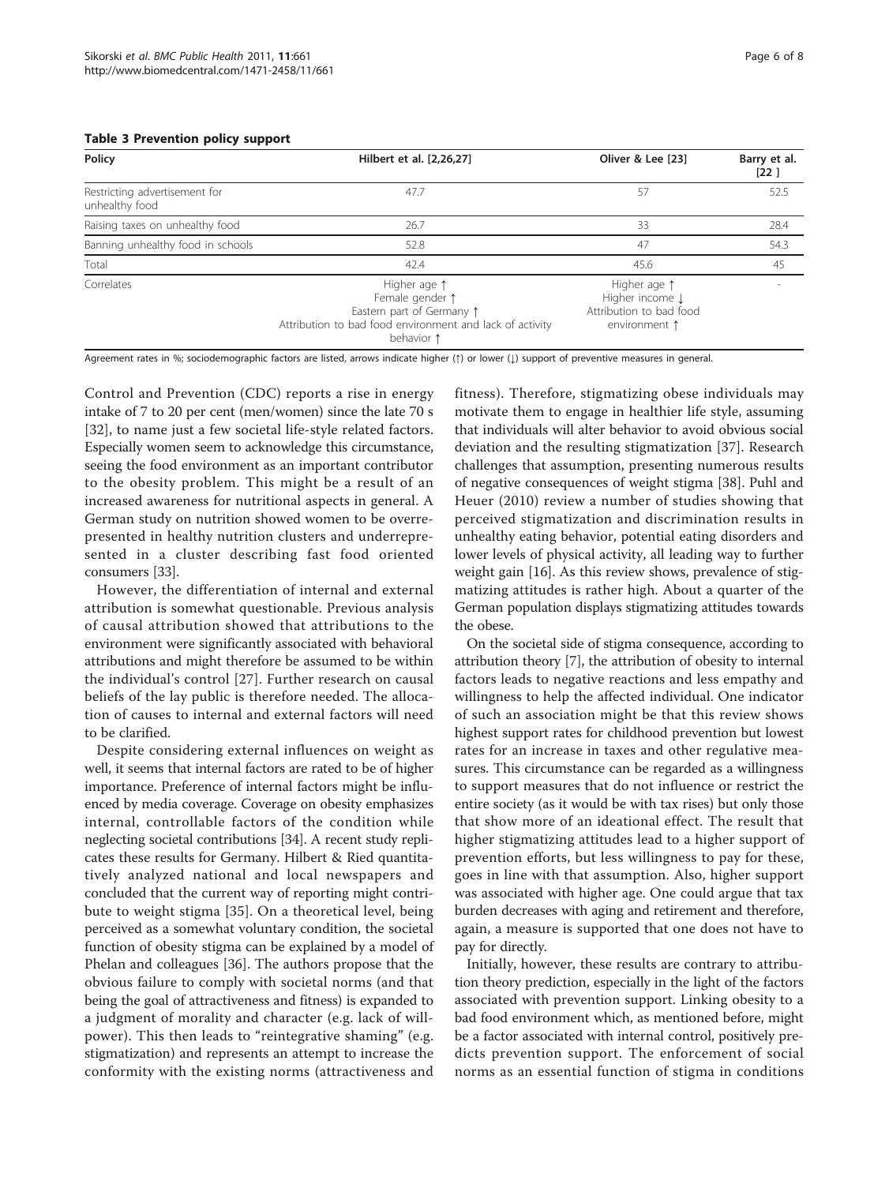**Table 3 Prevention policy support**

| Policy | Hilbert et al. [2,26,27] | Oliver & Lee [23] | Barry et al. [22] |
|---|---|---|---|
| Restricting advertisement for unhealthy food | 47.7 | 57 | 52.5 |
| Raising taxes on unhealthy food | 26.7 | 33 | 28.4 |
| Banning unhealthy food in schools | 52.8 | 47 | 54.3 |
| Total | 42.4 | 45.6 | 45 |
| Correlates | Higher age ↑<br>Female gender ↑<br>Eastern part of Germany ↑<br>Attribution to bad food environment and lack of activity behavior ↑ | Higher age ↑<br>Higher income ↓<br>Attribution to bad food environment ↑ | - |

Agreement rates in %; sociodemographic factors are listed, arrows indicate higher (↑) or lower (↓) support of preventive measures in general.

Control and Prevention (CDC) reports a rise in energy intake of 7 to 20 per cent (men/women) since the late 70 s [32], to name just a few societal life-style related factors. Especially women seem to acknowledge this circumstance, seeing the food environment as an important contributor to the obesity problem. This might be a result of an increased awareness for nutritional aspects in general. A German study on nutrition showed women to be overrepresented in healthy nutrition clusters and underrepresented in a cluster describing fast food oriented consumers [33].

However, the differentiation of internal and external attribution is somewhat questionable. Previous analysis of causal attribution showed that attributions to the environment were significantly associated with behavioral attributions and might therefore be assumed to be within the individual's control [27]. Further research on causal beliefs of the lay public is therefore needed. The allocation of causes to internal and external factors will need to be clarified.

Despite considering external influences on weight as well, it seems that internal factors are rated to be of higher importance. Preference of internal factors might be influenced by media coverage. Coverage on obesity emphasizes internal, controllable factors of the condition while neglecting societal contributions [34]. A recent study replicates these results for Germany. Hilbert & Ried quantitatively analyzed national and local newspapers and concluded that the current way of reporting might contribute to weight stigma [35]. On a theoretical level, being perceived as a somewhat voluntary condition, the societal function of obesity stigma can be explained by a model of Phelan and colleagues [36]. The authors propose that the obvious failure to comply with societal norms (and that being the goal of attractiveness and fitness) is expanded to a judgment of morality and character (e.g. lack of willpower). This then leads to "reintegrative shaming" (e.g. stigmatization) and represents an attempt to increase the conformity with the existing norms (attractiveness and fitness). Therefore, stigmatizing obese individuals may motivate them to engage in healthier life style, assuming that individuals will alter behavior to avoid obvious social deviation and the resulting stigmatization [37]. Research challenges that assumption, presenting numerous results of negative consequences of weight stigma [38]. Puhl and Heuer (2010) review a number of studies showing that perceived stigmatization and discrimination results in unhealthy eating behavior, potential eating disorders and lower levels of physical activity, all leading way to further weight gain [16]. As this review shows, prevalence of stigmatizing attitudes is rather high. About a quarter of the German population displays stigmatizing attitudes towards the obese.

On the societal side of stigma consequence, according to attribution theory [7], the attribution of obesity to internal factors leads to negative reactions and less empathy and willingness to help the affected individual. One indicator of such an association might be that this review shows highest support rates for childhood prevention but lowest rates for an increase in taxes and other regulative measures. This circumstance can be regarded as a willingness to support measures that do not influence or restrict the entire society (as it would be with tax rises) but only those that show more of an ideational effect. The result that higher stigmatizing attitudes lead to a higher support of prevention efforts, but less willingness to pay for these, goes in line with that assumption. Also, higher support was associated with higher age. One could argue that tax burden decreases with aging and retirement and therefore, again, a measure is supported that one does not have to pay for directly.

Initially, however, these results are contrary to attribution theory prediction, especially in the light of the factors associated with prevention support. Linking obesity to a bad food environment which, as mentioned before, might be a factor associated with internal control, positively predicts prevention support. The enforcement of social norms as an essential function of stigma in conditions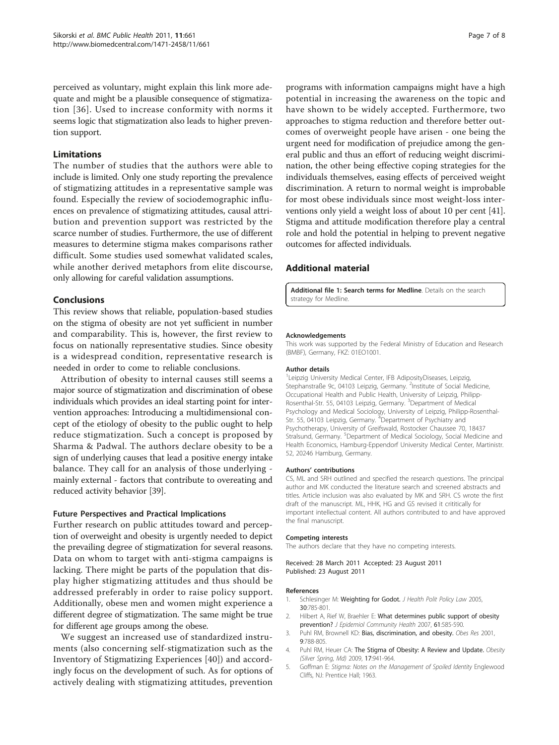perceived as voluntary, might explain this link more adequate and might be a plausible consequence of stigmatization [36]. Used to increase conformity with norms it seems logic that stigmatization also leads to higher prevention support.

## Limitations

The number of studies that the authors were able to include is limited. Only one study reporting the prevalence of stigmatizing attitudes in a representative sample was found. Especially the review of sociodemographic influences on prevalence of stigmatizing attitudes, causal attribution and prevention support was restricted by the scarce number of studies. Furthermore, the use of different measures to determine stigma makes comparisons rather difficult. Some studies used somewhat validated scales, while another derived metaphors from elite discourse, only allowing for careful validation assumptions.

## Conclusions

This review shows that reliable, population-based studies on the stigma of obesity are not yet sufficient in number and comparability. This is, however, the first review to focus on nationally representative studies. Since obesity is a widespread condition, representative research is needed in order to come to reliable conclusions.

Attribution of obesity to internal causes still seems a major source of stigmatization and discrimination of obese individuals which provides an ideal starting point for intervention approaches: Introducing a multidimensional concept of the etiology of obesity to the public ought to help reduce stigmatization. Such a concept is proposed by Sharma & Padwal. The authors declare obesity to be a sign of underlying causes that lead a positive energy intake balance. They call for an analysis of those underlying - mainly external - factors that contribute to overeating and reduced activity behavior [39].

### Future Perspectives and Practical Implications

Further research on public attitudes toward and perception of overweight and obesity is urgently needed to depict the prevailing degree of stigmatization for several reasons. Data on whom to target with anti-stigma campaigns is lacking. There might be parts of the population that display higher stigmatizing attitudes and thus should be addressed preferably in order to raise policy support. Additionally, obese men and women might experience a different degree of stigmatization. The same might be true for different age groups among the obese.

We suggest an increased use of standardized instruments (also concerning self-stigmatization such as the Inventory of Stigmatizing Experiences [40]) and accordingly focus on the development of such. As for options of actively dealing with stigmatizing attitudes, prevention programs with information campaigns might have a high potential in increasing the awareness on the topic and have shown to be widely accepted. Furthermore, two approaches to stigma reduction and therefore better outcomes of overweight people have arisen - one being the urgent need for modification of prejudice among the general public and thus an effort of reducing weight discrimination, the other being effective coping strategies for the individuals themselves, easing effects of perceived weight discrimination. A return to normal weight is improbable for most obese individuals since most weight-loss interventions only yield a weight loss of about 10 per cent [41]. Stigma and attitude modification therefore play a central role and hold the potential in helping to prevent negative outcomes for affected individuals.

## Additional material

**Additional file 1: Search terms for Medline**. Details on the search strategy for Medline.

#### Acknowledgements

This work was supported by the Federal Ministry of Education and Research (BMBF), Germany, FKZ: 01EO1001.

#### Author details

[1]Leipzig University Medical Center, IFB AdiposityDiseases, Leipzig, Stephanstraße 9c, 04103 Leipzig, Germany. [2]Institute of Social Medicine, Occupational Health and Public Health, University of Leipzig, Philipp-Rosenthal-Str. 55, 04103 Leipzig, Germany. [3]Department of Medical Psychology and Medical Sociology, University of Leipzig, Philipp-Rosenthal-Str. 55, 04103 Leipzig, Germany. [4]Department of Psychiatry and Psychotherapy, University of Greifswald, Rostocker Chaussee 70, 18437 Stralsund, Germany. [5]Department of Medical Sociology, Social Medicine and Health Economics, Hamburg-Eppendorf University Medical Center, Martinistr. 52, 20246 Hamburg, Germany.

#### Authors' contributions

CS, ML and SRH outlined and specified the research questions. The principal author and MK conducted the literature search and screened abstracts and titles. Article inclusion was also evaluated by MK and SRH. CS wrote the first draft of the manuscript. ML, HHK, HG and GS revised it crititically for important intellectual content. All authors contributed to and have approved the final manuscript.

#### Competing interests

The authors declare that they have no competing interests.

Received: 28 March 2011 Accepted: 23 August 2011
Published: 23 August 2011

#### References

1. Schlesinger M: **Weighting for Godot.** *J Health Polit Policy Law* 2005, **30**:785-801.
2. Hilbert A, Rief W, Braehler E: **What determines public support of obesity prevention?** *J Epidemiol Community Health* 2007, **61**:585-590.
3. Puhl RM, Brownell KD: **Bias, discrimination, and obesity.** *Obes Res* 2001, **9**:788-805.
4. Puhl RM, Heuer CA: **The Stigma of Obesity: A Review and Update.** *Obesity (Silver Spring, Md)* 2009, **17**:941-964.
5. Goffman E: *Stigma: Notes on the Management of Spoiled Identity* Englewood Cliffs, NJ: Prentice Hall; 1963.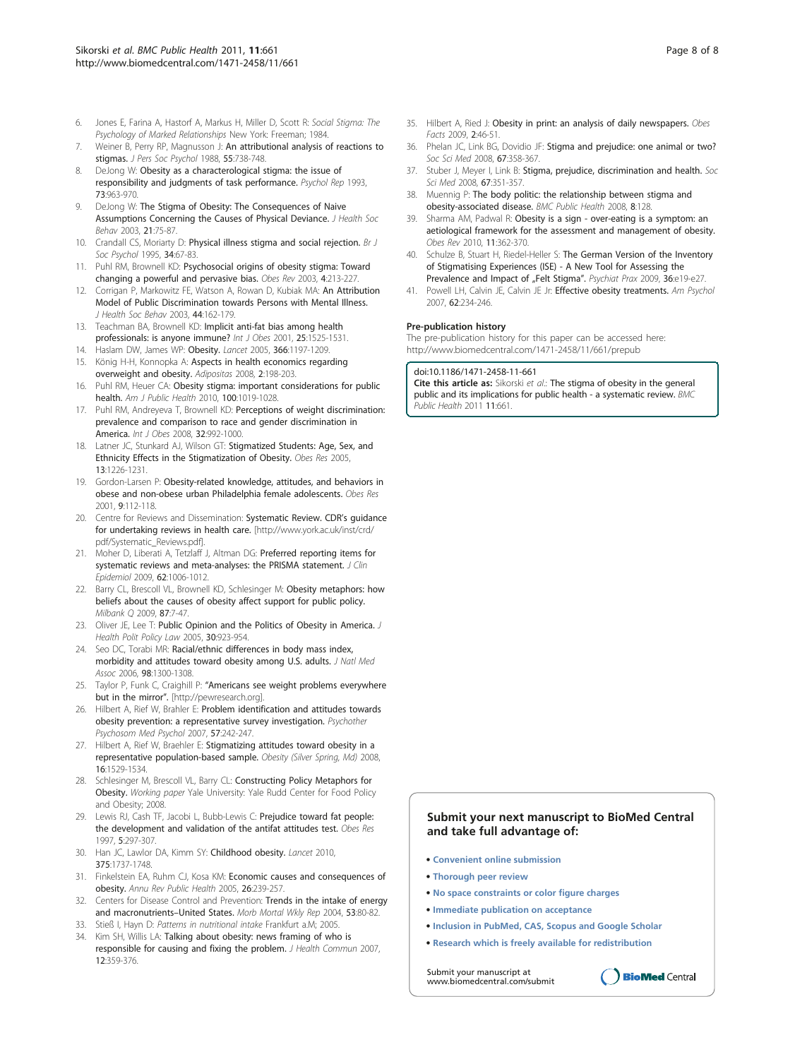6. Jones E, Farina A, Hastorf A, Markus H, Miller D, Scott R: *Social Stigma: The Psychology of Marked Relationships* New York: Freeman; 1984.
7. Weiner B, Perry RP, Magnusson J: **An attributional analysis of reactions to stigmas.** *J Pers Soc Psychol* 1988, **55**:738-748.
8. DeJong W: **Obesity as a characterological stigma: the issue of responsibility and judgments of task performance.** *Psychol Rep* 1993, **73**:963-970.
9. DeJong W: **The Stigma of Obesity: The Consequences of Naive Assumptions Concerning the Causes of Physical Deviance.** *J Health Soc Behav* 2003, **21**:75-87.
10. Crandall CS, Moriarty D: **Physical illness stigma and social rejection.** *Br J Soc Psychol* 1995, **34**:67-83.
11. Puhl RM, Brownell KD: **Psychosocial origins of obesity stigma: Toward changing a powerful and pervasive bias.** *Obes Rev* 2003, **4**:213-227.
12. Corrigan P, Markowitz FE, Watson A, Rowan D, Kubiak MA: **An Attribution Model of Public Discrimination towards Persons with Mental Illness.** *J Health Soc Behav* 2003, **44**:162-179.
13. Teachman BA, Brownell KD: **Implicit anti-fat bias among health professionals: is anyone immune?** *Int J Obes* 2001, **25**:1525-1531.
14. Haslam DW, James WP: **Obesity.** *Lancet* 2005, **366**:1197-1209.
15. König H-H, Konnopka A: **Aspects in health economics regarding overweight and obesity.** *Adipositas* 2008, **2**:198-203.
16. Puhl RM, Heuer CA: **Obesity stigma: important considerations for public health.** *Am J Public Health* 2010, **100**:1019-1028.
17. Puhl RM, Andreyeva T, Brownell KD: **Perceptions of weight discrimination: prevalence and comparison to race and gender discrimination in America.** *Int J Obes* 2008, **32**:992-1000.
18. Latner JC, Stunkard AJ, Wilson GT: **Stigmatized Students: Age, Sex, and Ethnicity Effects in the Stigmatization of Obesity.** *Obes Res* 2005, **13**:1226-1231.
19. Gordon-Larsen P: **Obesity-related knowledge, attitudes, and behaviors in obese and non-obese urban Philadelphia female adolescents.** *Obes Res* 2001, **9**:112-118.
20. Centre for Reviews and Dissemination: **Systematic Review. CDR's guidance for undertaking reviews in health care.** [http://www.york.ac.uk/inst/crd/pdf/Systematic_Reviews.pdf].
21. Moher D, Liberati A, Tetzlaff J, Altman DG: **Preferred reporting items for systematic reviews and meta-analyses: the PRISMA statement.** *J Clin Epidemiol* 2009, **62**:1006-1012.
22. Barry CL, Brescoll VL, Brownell KD, Schlesinger M: **Obesity metaphors: how beliefs about the causes of obesity affect support for public policy.** *Milbank Q* 2009, **87**:7-47.
23. Oliver JE, Lee T: **Public Opinion and the Politics of Obesity in America.** *J Health Polit Policy Law* 2005, **30**:923-954.
24. Seo DC, Torabi MR: **Racial/ethnic differences in body mass index, morbidity and attitudes toward obesity among U.S. adults.** *J Natl Med Assoc* 2006, **98**:1300-1308.
25. Taylor P, Funk C, Craighill P: **"Americans see weight problems everywhere but in the mirror".** [http://pewresearch.org].
26. Hilbert A, Rief W, Brähler E: **Problem identification and attitudes towards obesity prevention: a representative survey investigation.** *Psychother Psychosom Med Psychol* 2007, **57**:242-247.
27. Hilbert A, Rief W, Braehler E: **Stigmatizing attitudes toward obesity in a representative population-based sample.** *Obesity (Silver Spring, Md)* 2008, **16**:1529-1534.
28. Schlesinger M, Brescoll VL, Barry CL: **Constructing Policy Metaphors for Obesity.** *Working paper* Yale University: Yale Rudd Center for Food Policy and Obesity; 2008.
29. Lewis RJ, Cash TF, Jacobi L, Bubb-Lewis C: **Prejudice toward fat people: the development and validation of the antifat attitudes test.** *Obes Res* 1997, **5**:297-307.
30. Han JC, Lawlor DA, Kimm SY: **Childhood obesity.** *Lancet* 2010, **375**:1737-1748.
31. Finkelstein EA, Ruhm CJ, Kosa KM: **Economic causes and consequences of obesity.** *Annu Rev Public Health* 2005, **26**:239-257.
32. Centers for Disease Control and Prevention: **Trends in the intake of energy and macronutrients–United States.** *Morb Mortal Wkly Rep* 2004, **53**:80-82.
33. Stieß I, Hayn D: *Patterns in nutritional intake* Frankfurt a.M; 2005.
34. Kim SH, Willis LA: **Talking about obesity: news framing of who is responsible for causing and fixing the problem.** *J Health Commun* 2007, **12**:359-376.
35. Hilbert A, Ried J: **Obesity in print: an analysis of daily newspapers.** *Obes Facts* 2009, **2**:46-51.
36. Phelan JC, Link BG, Dovidio JF: **Stigma and prejudice: one animal or two?** *Soc Sci Med* 2008, **67**:358-367.
37. Stuber J, Meyer I, Link B: **Stigma, prejudice, discrimination and health.** *Soc Sci Med* 2008, **67**:351-357.
38. Muennig P: **The body politic: the relationship between stigma and obesity-associated disease.** *BMC Public Health* 2008, **8**:128.
39. Sharma AM, Padwal R: **Obesity is a sign - over-eating is a symptom: an aetiological framework for the assessment and management of obesity.** *Obes Rev* 2010, **11**:362-370.
40. Schulze B, Stuart H, Riedel-Heller S: **The German Version of the Inventory of Stigmatising Experiences (ISE) - A New Tool for Assessing the Prevalence and Impact of „Felt Stigma".** *Psychiat Prax* 2009, **36**:e19-e27.
41. Powell LH, Calvin JE, Calvin JE Jr: **Effective obesity treatments.** *Am Psychol* 2007, **62**:234-246.

### Pre-publication history

The pre-publication history for this paper can be accessed here:
http://www.biomedcentral.com/1471-2458/11/661/prepub

doi:10.1186/1471-2458-11-661
**Cite this article as:** Sikorski *et al.*: The stigma of obesity in the general public and its implications for public health - a systematic review. *BMC Public Health* 2011 11:661.

**Submit your next manuscript to BioMed Central and take full advantage of:**

- **Convenient online submission**
- **Thorough peer review**
- **No space constraints or color figure charges**
- **Immediate publication on acceptance**
- **Inclusion in PubMed, CAS, Scopus and Google Scholar**
- **Research which is freely available for redistribution**

Submit your manuscript at
www.biomedcentral.com/submit

BioMed Central